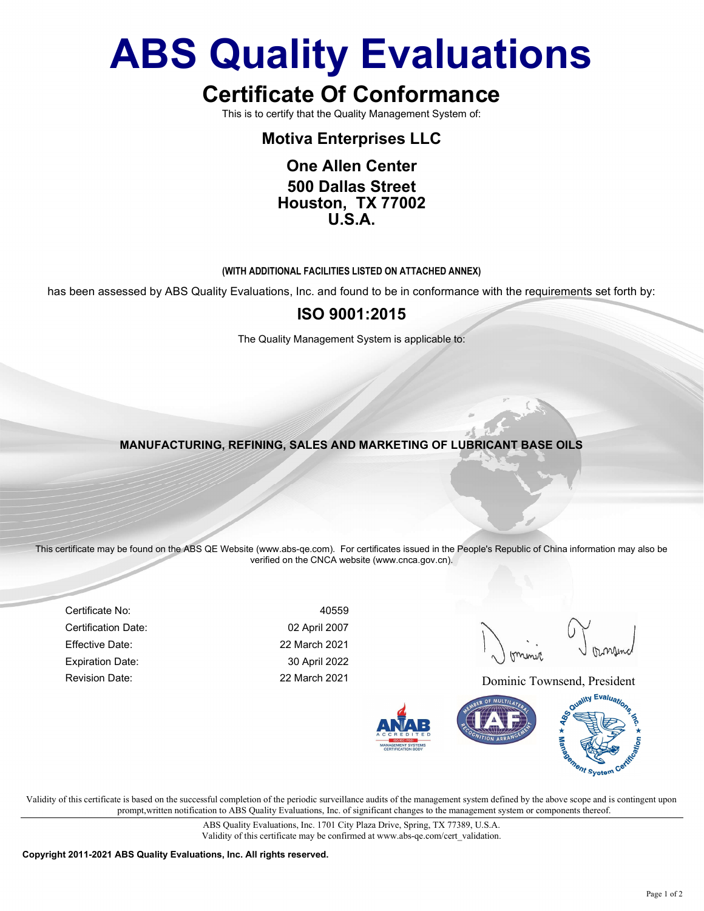# ABS Quality Evaluations

## Certificate Of Conformance

This is to certify that the Quality Management System of:

**Motiva Enterprises LLC**

**One Allen Center**
**500 Dallas Street**
**Houston, TX 77002**
**U.S.A.**

**(WITH ADDITIONAL FACILITIES LISTED ON ATTACHED ANNEX)**

has been assessed by ABS Quality Evaluations, Inc. and found to be in conformance with the requirements set forth by:

## ISO 9001:2015

The Quality Management System is applicable to:

**MANUFACTURING, REFINING, SALES AND MARKETING OF LUBRICANT BASE OILS**

This certificate may be found on the ABS QE Website (www.abs-qe.com). For certificates issued in the People's Republic of China information may also be verified on the CNCA website (www.cnca.gov.cn).

| | |
|---|---|
| Certificate No: | 40559 |
| Certification Date: | 02 April 2007 |
| Effective Date: | 22 March 2021 |
| Expiration Date: | 30 April 2022 |
| Revision Date: | 22 March 2021 |

Dominic Townsend, President

Validity of this certificate is based on the successful completion of the periodic surveillance audits of the management system defined by the above scope and is contingent upon prompt,written notification to ABS Quality Evaluations, Inc. of significant changes to the management system or components thereof.

ABS Quality Evaluations, Inc. 1701 City Plaza Drive, Spring, TX 77389, U.S.A.
Validity of this certificate may be confirmed at www.abs-qe.com/cert_validation.

**Copyright 2011-2021 ABS Quality Evaluations, Inc. All rights reserved.**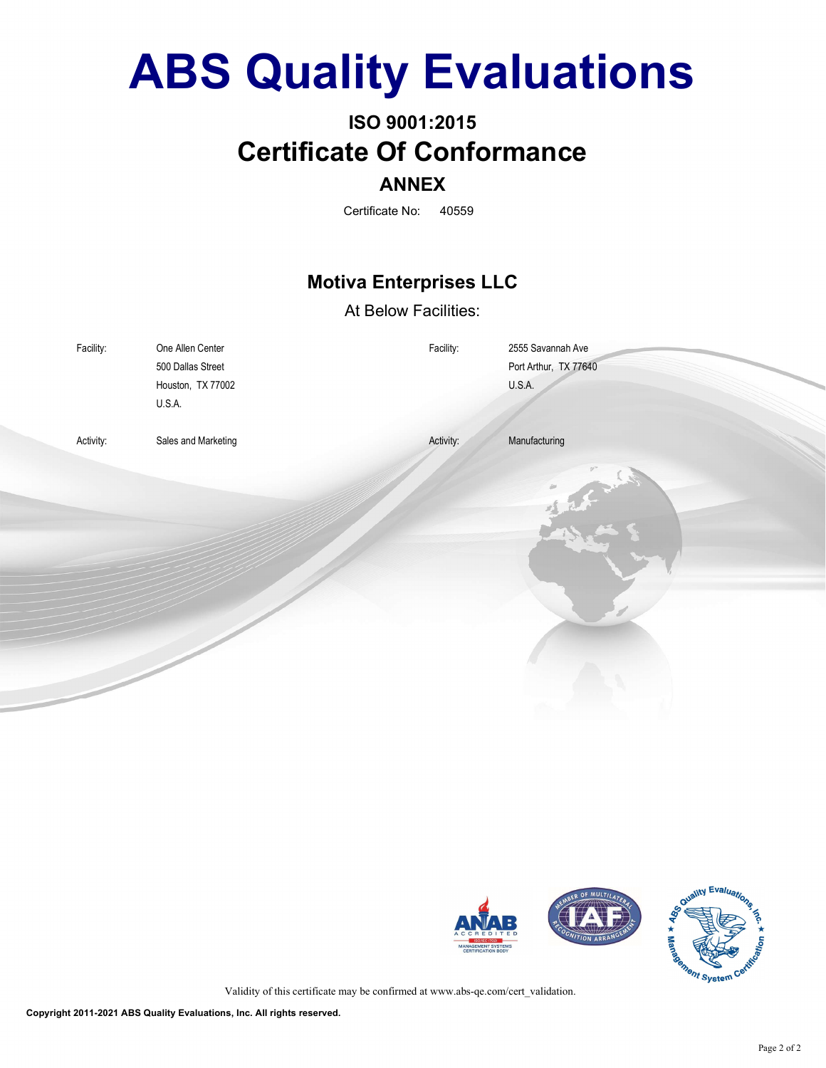# ABS Quality Evaluations

## ISO 9001:2015

## Certificate Of Conformance

### ANNEX

Certificate No: 40559

### Motiva Enterprises LLC

At Below Facilities:

| | | | |
|---|---|---|---|
| Facility: | One Allen Center<br>500 Dallas Street<br>Houston, TX 77002<br>U.S.A. | Facility: | 2555 Savannah Ave<br>Port Arthur, TX 77640<br>U.S.A. |
| Activity: | Sales and Marketing | Activity: | Manufacturing |

Validity of this certificate may be confirmed at www.abs-qe.com/cert_validation.

**Copyright 2011-2021 ABS Quality Evaluations, Inc. All rights reserved.**